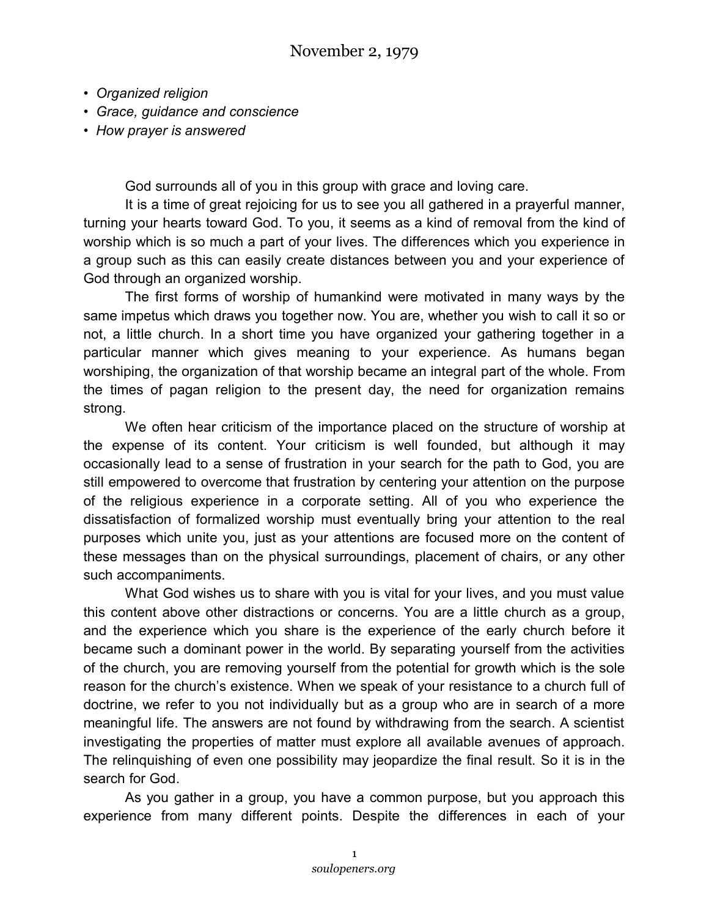# November 2, 1979

- *Organized religion*
- *Grace, guidance and conscience*
- *How prayer is answered*

God surrounds all of you in this group with grace and loving care.

It is a time of great rejoicing for us to see you all gathered in a prayerful manner, turning your hearts toward God. To you, it seems as a kind of removal from the kind of worship which is so much a part of your lives. The differences which you experience in a group such as this can easily create distances between you and your experience of God through an organized worship.

The first forms of worship of humankind were motivated in many ways by the same impetus which draws you together now. You are, whether you wish to call it so or not, a little church. In a short time you have organized your gathering together in a particular manner which gives meaning to your experience. As humans began worshiping, the organization of that worship became an integral part of the whole. From the times of pagan religion to the present day, the need for organization remains strong.

We often hear criticism of the importance placed on the structure of worship at the expense of its content. Your criticism is well founded, but although it may occasionally lead to a sense of frustration in your search for the path to God, you are still empowered to overcome that frustration by centering your attention on the purpose of the religious experience in a corporate setting. All of you who experience the dissatisfaction of formalized worship must eventually bring your attention to the real purposes which unite you, just as your attentions are focused more on the content of these messages than on the physical surroundings, placement of chairs, or any other such accompaniments.

What God wishes us to share with you is vital for your lives, and you must value this content above other distractions or concerns. You are a little church as a group, and the experience which you share is the experience of the early church before it became such a dominant power in the world. By separating yourself from the activities of the church, you are removing yourself from the potential for growth which is the sole reason for the church's existence. When we speak of your resistance to a church full of doctrine, we refer to you not individually but as a group who are in search of a more meaningful life. The answers are not found by withdrawing from the search. A scientist investigating the properties of matter must explore all available avenues of approach. The relinquishing of even one possibility may jeopardize the final result. So it is in the search for God.

As you gather in a group, you have a common purpose, but you approach this experience from many different points. Despite the differences in each of your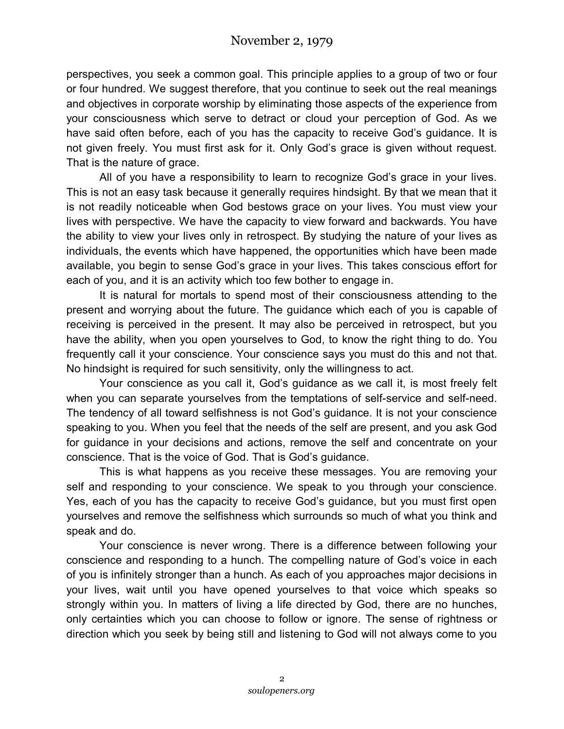perspectives, you seek a common goal. This principle applies to a group of two or four or four hundred. We suggest therefore, that you continue to seek out the real meanings and objectives in corporate worship by eliminating those aspects of the experience from your consciousness which serve to detract or cloud your perception of God. As we have said often before, each of you has the capacity to receive God's guidance. It is not given freely. You must first ask for it. Only God's grace is given without request. That is the nature of grace.

All of you have a responsibility to learn to recognize God's grace in your lives. This is not an easy task because it generally requires hindsight. By that we mean that it is not readily noticeable when God bestows grace on your lives. You must view your lives with perspective. We have the capacity to view forward and backwards. You have the ability to view your lives only in retrospect. By studying the nature of your lives as individuals, the events which have happened, the opportunities which have been made available, you begin to sense God's grace in your lives. This takes conscious effort for each of you, and it is an activity which too few bother to engage in.

It is natural for mortals to spend most of their consciousness attending to the present and worrying about the future. The guidance which each of you is capable of receiving is perceived in the present. It may also be perceived in retrospect, but you have the ability, when you open yourselves to God, to know the right thing to do. You frequently call it your conscience. Your conscience says you must do this and not that. No hindsight is required for such sensitivity, only the willingness to act.

Your conscience as you call it, God's guidance as we call it, is most freely felt when you can separate yourselves from the temptations of self-service and self-need. The tendency of all toward selfishness is not God's guidance. It is not your conscience speaking to you. When you feel that the needs of the self are present, and you ask God for guidance in your decisions and actions, remove the self and concentrate on your conscience. That is the voice of God. That is God's guidance.

This is what happens as you receive these messages. You are removing your self and responding to your conscience. We speak to you through your conscience. Yes, each of you has the capacity to receive God's guidance, but you must first open yourselves and remove the selfishness which surrounds so much of what you think and speak and do.

Your conscience is never wrong. There is a difference between following your conscience and responding to a hunch. The compelling nature of God's voice in each of you is infinitely stronger than a hunch. As each of you approaches major decisions in your lives, wait until you have opened yourselves to that voice which speaks so strongly within you. In matters of living a life directed by God, there are no hunches, only certainties which you can choose to follow or ignore. The sense of rightness or direction which you seek by being still and listening to God will not always come to you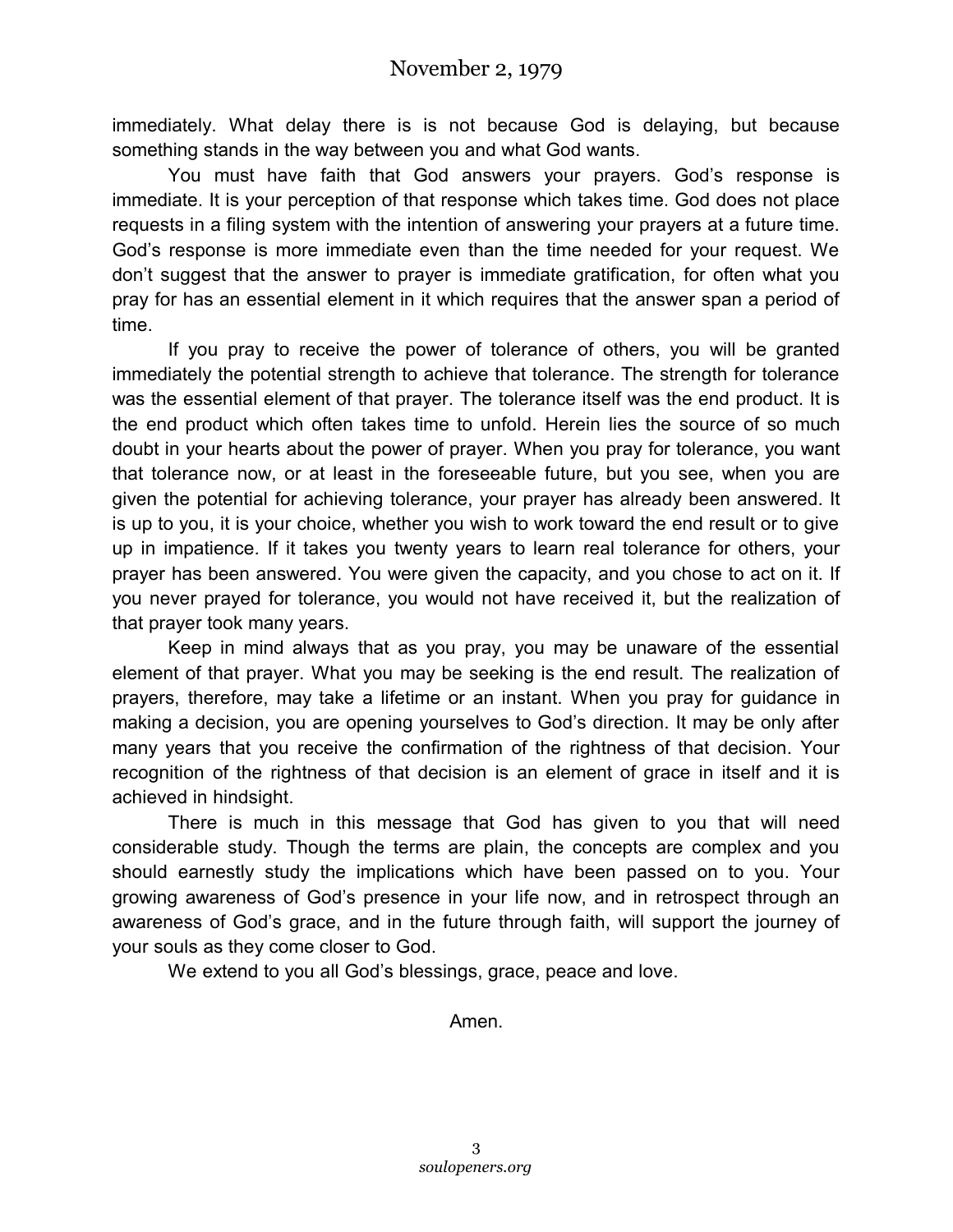immediately. What delay there is is not because God is delaying, but because something stands in the way between you and what God wants.

You must have faith that God answers your prayers. God's response is immediate. It is your perception of that response which takes time. God does not place requests in a filing system with the intention of answering your prayers at a future time. God's response is more immediate even than the time needed for your request. We don't suggest that the answer to prayer is immediate gratification, for often what you pray for has an essential element in it which requires that the answer span a period of time.

If you pray to receive the power of tolerance of others, you will be granted immediately the potential strength to achieve that tolerance. The strength for tolerance was the essential element of that prayer. The tolerance itself was the end product. It is the end product which often takes time to unfold. Herein lies the source of so much doubt in your hearts about the power of prayer. When you pray for tolerance, you want that tolerance now, or at least in the foreseeable future, but you see, when you are given the potential for achieving tolerance, your prayer has already been answered. It is up to you, it is your choice, whether you wish to work toward the end result or to give up in impatience. If it takes you twenty years to learn real tolerance for others, your prayer has been answered. You were given the capacity, and you chose to act on it. If you never prayed for tolerance, you would not have received it, but the realization of that prayer took many years.

Keep in mind always that as you pray, you may be unaware of the essential element of that prayer. What you may be seeking is the end result. The realization of prayers, therefore, may take a lifetime or an instant. When you pray for guidance in making a decision, you are opening yourselves to God's direction. It may be only after many years that you receive the confirmation of the rightness of that decision. Your recognition of the rightness of that decision is an element of grace in itself and it is achieved in hindsight.

There is much in this message that God has given to you that will need considerable study. Though the terms are plain, the concepts are complex and you should earnestly study the implications which have been passed on to you. Your growing awareness of God's presence in your life now, and in retrospect through an awareness of God's grace, and in the future through faith, will support the journey of your souls as they come closer to God.

We extend to you all God's blessings, grace, peace and love.

Amen.